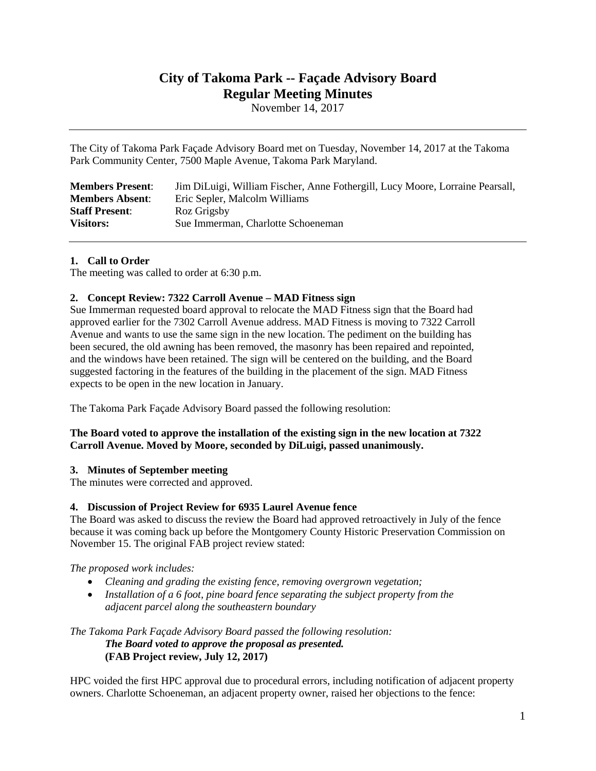# City of Takoma Park -- Façade Advisory Board
## Regular Meeting Minutes

November 14, 2017

---

The City of Takoma Park Façade Advisory Board met on Tuesday, November 14, 2017 at the Takoma Park Community Center, 7500 Maple Avenue, Takoma Park Maryland.

| | |
|---|---|
| **Members Present**: | Jim DiLuigi, William Fischer, Anne Fothergill, Lucy Moore, Lorraine Pearsall, |
| **Members Absent**: | Eric Sepler, Malcolm Williams |
| **Staff Present**: | Roz Grigsby |
| **Visitors:** | Sue Immerman, Charlotte Schoeneman |

---

### 1. Call to Order

The meeting was called to order at 6:30 p.m.

### 2. Concept Review: 7322 Carroll Avenue – MAD Fitness sign

Sue Immerman requested board approval to relocate the MAD Fitness sign that the Board had approved earlier for the 7302 Carroll Avenue address. MAD Fitness is moving to 7322 Carroll Avenue and wants to use the same sign in the new location. The pediment on the building has been secured, the old awning has been removed, the masonry has been repaired and repointed, and the windows have been retained. The sign will be centered on the building, and the Board suggested factoring in the features of the building in the placement of the sign. MAD Fitness expects to be open in the new location in January.

The Takoma Park Façade Advisory Board passed the following resolution:

**The Board voted to approve the installation of the existing sign in the new location at 7322 Carroll Avenue. Moved by Moore, seconded by DiLuigi, passed unanimously.**

### 3. Minutes of September meeting

The minutes were corrected and approved.

### 4. Discussion of Project Review for 6935 Laurel Avenue fence

The Board was asked to discuss the review the Board had approved retroactively in July of the fence because it was coming back up before the Montgomery County Historic Preservation Commission on November 15. The original FAB project review stated:

*The proposed work includes:*

- *Cleaning and grading the existing fence, removing overgrown vegetation;*
- *Installation of a 6 foot, pine board fence separating the subject property from the adjacent parcel along the southeastern boundary*

*The Takoma Park Façade Advisory Board passed the following resolution:*

> ***The Board voted to approve the proposal as presented.***
> **(FAB Project review, July 12, 2017)**

HPC voided the first HPC approval due to procedural errors, including notification of adjacent property owners. Charlotte Schoeneman, an adjacent property owner, raised her objections to the fence: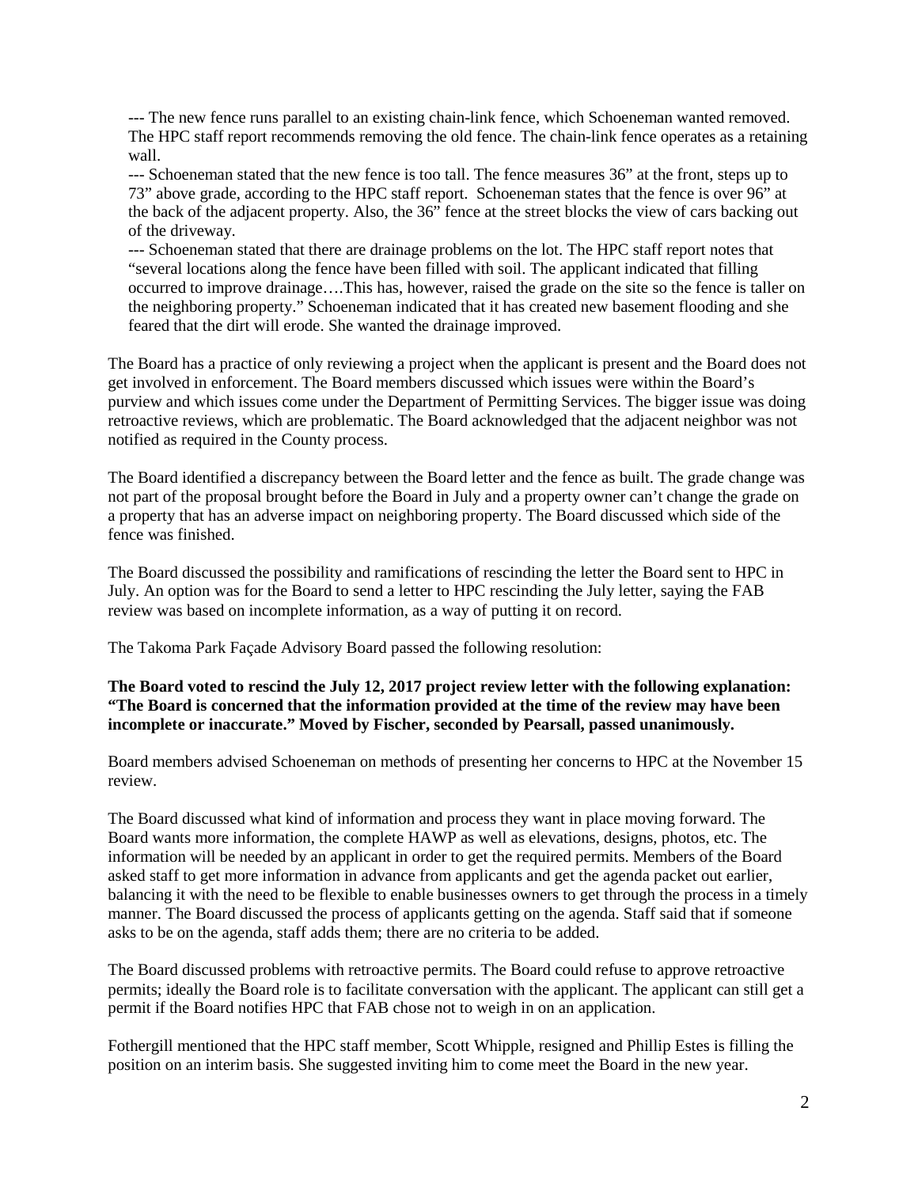--- The new fence runs parallel to an existing chain-link fence, which Schoeneman wanted removed. The HPC staff report recommends removing the old fence. The chain-link fence operates as a retaining wall.

--- Schoeneman stated that the new fence is too tall. The fence measures 36" at the front, steps up to 73" above grade, according to the HPC staff report. Schoeneman states that the fence is over 96" at the back of the adjacent property. Also, the 36" fence at the street blocks the view of cars backing out of the driveway.

--- Schoeneman stated that there are drainage problems on the lot. The HPC staff report notes that "several locations along the fence have been filled with soil. The applicant indicated that filling occurred to improve drainage….This has, however, raised the grade on the site so the fence is taller on the neighboring property." Schoeneman indicated that it has created new basement flooding and she feared that the dirt will erode. She wanted the drainage improved.

The Board has a practice of only reviewing a project when the applicant is present and the Board does not get involved in enforcement. The Board members discussed which issues were within the Board's purview and which issues come under the Department of Permitting Services. The bigger issue was doing retroactive reviews, which are problematic. The Board acknowledged that the adjacent neighbor was not notified as required in the County process.

The Board identified a discrepancy between the Board letter and the fence as built. The grade change was not part of the proposal brought before the Board in July and a property owner can't change the grade on a property that has an adverse impact on neighboring property. The Board discussed which side of the fence was finished.

The Board discussed the possibility and ramifications of rescinding the letter the Board sent to HPC in July. An option was for the Board to send a letter to HPC rescinding the July letter, saying the FAB review was based on incomplete information, as a way of putting it on record.

The Takoma Park Façade Advisory Board passed the following resolution:

**The Board voted to rescind the July 12, 2017 project review letter with the following explanation: "The Board is concerned that the information provided at the time of the review may have been incomplete or inaccurate." Moved by Fischer, seconded by Pearsall, passed unanimously.**

Board members advised Schoeneman on methods of presenting her concerns to HPC at the November 15 review.

The Board discussed what kind of information and process they want in place moving forward. The Board wants more information, the complete HAWP as well as elevations, designs, photos, etc. The information will be needed by an applicant in order to get the required permits. Members of the Board asked staff to get more information in advance from applicants and get the agenda packet out earlier, balancing it with the need to be flexible to enable businesses owners to get through the process in a timely manner. The Board discussed the process of applicants getting on the agenda. Staff said that if someone asks to be on the agenda, staff adds them; there are no criteria to be added.

The Board discussed problems with retroactive permits. The Board could refuse to approve retroactive permits; ideally the Board role is to facilitate conversation with the applicant. The applicant can still get a permit if the Board notifies HPC that FAB chose not to weigh in on an application.

Fothergill mentioned that the HPC staff member, Scott Whipple, resigned and Phillip Estes is filling the position on an interim basis. She suggested inviting him to come meet the Board in the new year.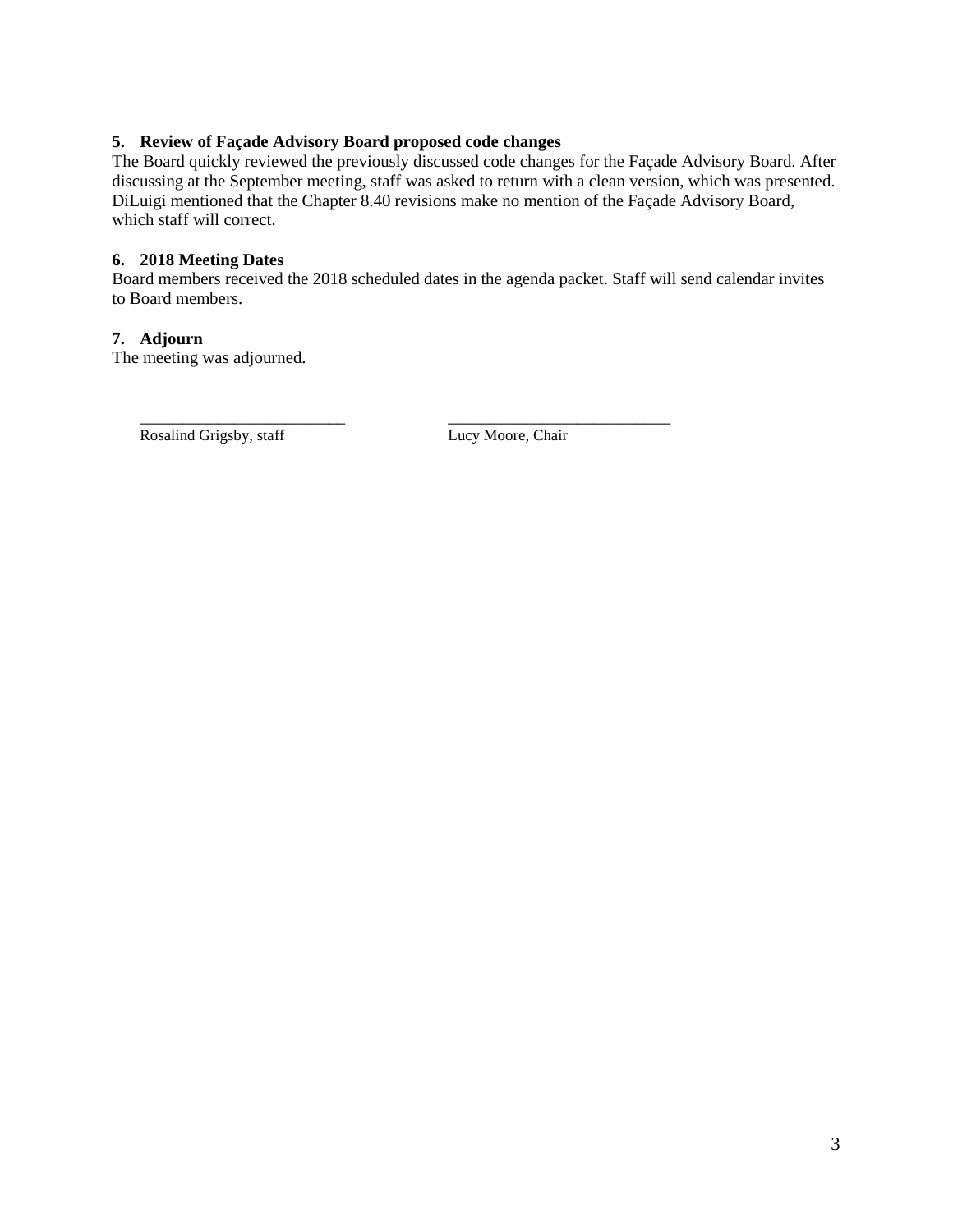**5. Review of Façade Advisory Board proposed code changes**

The Board quickly reviewed the previously discussed code changes for the Façade Advisory Board. After discussing at the September meeting, staff was asked to return with a clean version, which was presented. DiLuigi mentioned that the Chapter 8.40 revisions make no mention of the Façade Advisory Board, which staff will correct.

**6. 2018 Meeting Dates**

Board members received the 2018 scheduled dates in the agenda packet. Staff will send calendar invites to Board members.

**7. Adjourn**

The meeting was adjourned.

\_\_\_\_\_\_\_\_\_\_\_\_\_\_\_\_\_\_\_\_\_\_\_\_\_\_ \_\_\_\_\_\_\_\_\_\_\_\_\_\_\_\_\_\_\_\_\_\_\_\_\_\_\_\_\_

Rosalind Grigsby, staff Lucy Moore, Chair